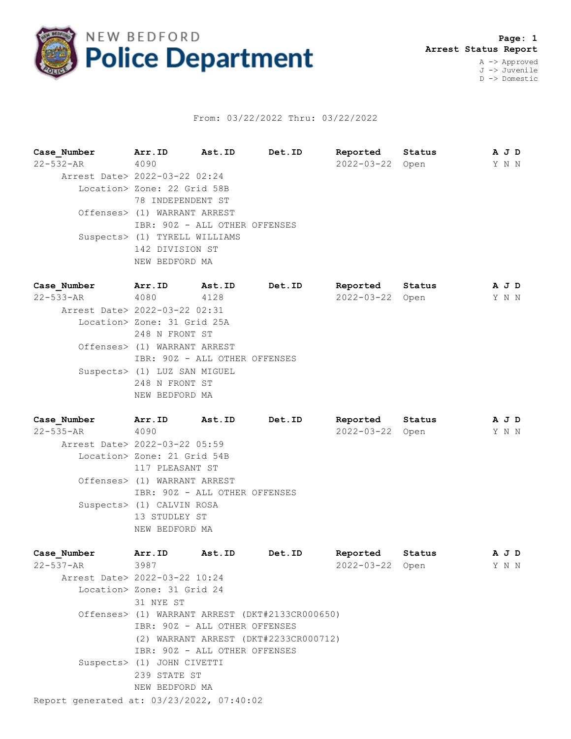# NEW BEDFORD Police Department

**Page: 1**
**Arrest Status Report**

A -> Approved
J -> Juvenile
D -> Domestic

From: 03/22/2022 Thru: 03/22/2022

| Case_Number | Arr.ID | Ast.ID | Det.ID | Reported | Status | A | J | D |
|---|---|---|---|---|---|---|---|---|
| 22-532-AR | 4090 | | | 2022-03-22 | Open | Y | N | N |

Arrest Date> 2022-03-22 02:24
Location> Zone: 22 Grid 58B
78 INDEPENDENT ST
Offenses> (1) WARRANT ARREST
IBR: 90Z - ALL OTHER OFFENSES
Suspects> (1) TYRELL WILLIAMS
142 DIVISION ST
NEW BEDFORD MA

| Case_Number | Arr.ID | Ast.ID | Det.ID | Reported | Status | A | J | D |
|---|---|---|---|---|---|---|---|---|
| 22-533-AR | 4080 | 4128 | | 2022-03-22 | Open | Y | N | N |

Arrest Date> 2022-03-22 02:31
Location> Zone: 31 Grid 25A
248 N FRONT ST
Offenses> (1) WARRANT ARREST
IBR: 90Z - ALL OTHER OFFENSES
Suspects> (1) LUZ SAN MIGUEL
248 N FRONT ST
NEW BEDFORD MA

| Case_Number | Arr.ID | Ast.ID | Det.ID | Reported | Status | A | J | D |
|---|---|---|---|---|---|---|---|---|
| 22-535-AR | 4090 | | | 2022-03-22 | Open | Y | N | N |

Arrest Date> 2022-03-22 05:59
Location> Zone: 21 Grid 54B
117 PLEASANT ST
Offenses> (1) WARRANT ARREST
IBR: 90Z - ALL OTHER OFFENSES
Suspects> (1) CALVIN ROSA
13 STUDLEY ST
NEW BEDFORD MA

| Case_Number | Arr.ID | Ast.ID | Det.ID | Reported | Status | A | J | D |
|---|---|---|---|---|---|---|---|---|
| 22-537-AR | 3987 | | | 2022-03-22 | Open | Y | N | N |

Arrest Date> 2022-03-22 10:24
Location> Zone: 31 Grid 24
31 NYE ST
Offenses> (1) WARRANT ARREST (DKT#2133CR000650)
IBR: 90Z - ALL OTHER OFFENSES
(2) WARRANT ARREST (DKT#2233CR000712)
IBR: 90Z - ALL OTHER OFFENSES
Suspects> (1) JOHN CIVETTI
239 STATE ST
NEW BEDFORD MA

Report generated at: 03/23/2022, 07:40:02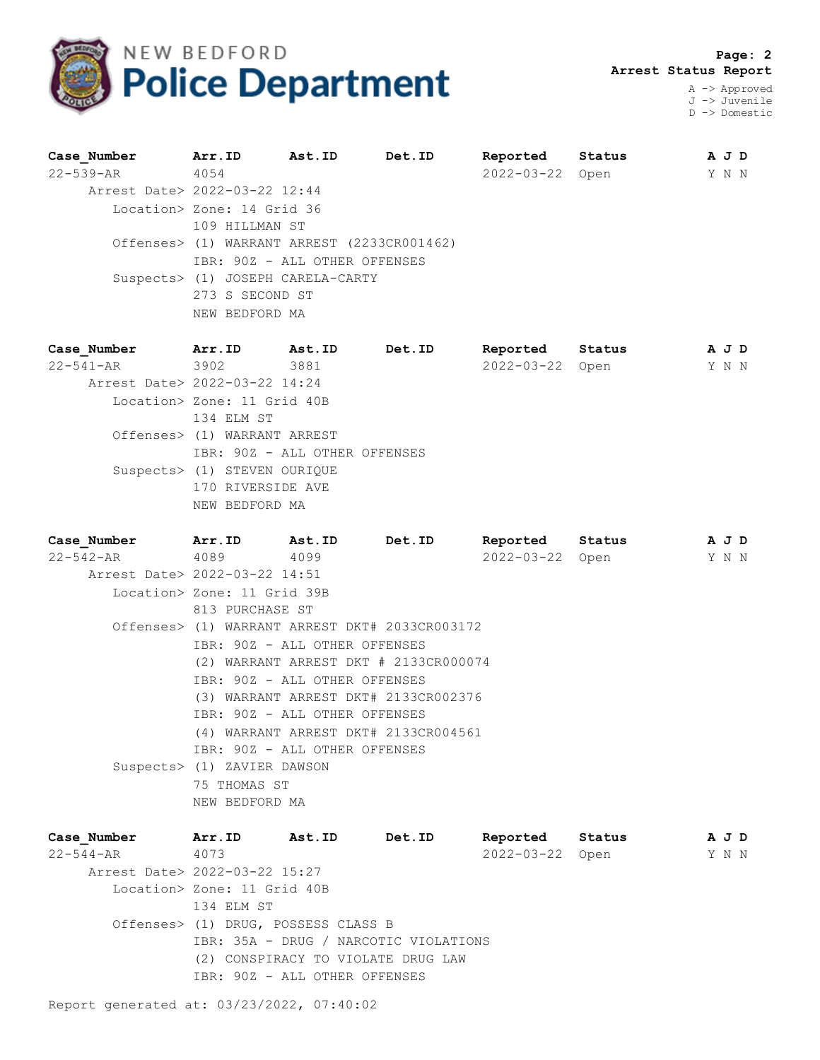# NEW BEDFORD Police Department

**Arrest Status Report**

A -> Approved
J -> Juvenile
D -> Domestic

| Case_Number | Arr.ID | Ast.ID | Det.ID | Reported | Status | A J D |
|---|---|---|---|---|---|---|
| 22-539-AR | 4054 | | | 2022-03-22 | Open | Y N N |

Arrest Date> 2022-03-22 12:44
Location> Zone: 14 Grid 36
109 HILLMAN ST
Offenses> (1) WARRANT ARREST (2233CR001462)
IBR: 90Z - ALL OTHER OFFENSES
Suspects> (1) JOSEPH CARELA-CARTY
273 S SECOND ST
NEW BEDFORD MA

| Case_Number | Arr.ID | Ast.ID | Det.ID | Reported | Status | A J D |
|---|---|---|---|---|---|---|
| 22-541-AR | 3902 | 3881 | | 2022-03-22 | Open | Y N N |

Arrest Date> 2022-03-22 14:24
Location> Zone: 11 Grid 40B
134 ELM ST
Offenses> (1) WARRANT ARREST
IBR: 90Z - ALL OTHER OFFENSES
Suspects> (1) STEVEN OURIQUE
170 RIVERSIDE AVE
NEW BEDFORD MA

| Case_Number | Arr.ID | Ast.ID | Det.ID | Reported | Status | A J D |
|---|---|---|---|---|---|---|
| 22-542-AR | 4089 | 4099 | | 2022-03-22 | Open | Y N N |

Arrest Date> 2022-03-22 14:51
Location> Zone: 11 Grid 39B
813 PURCHASE ST
Offenses> (1) WARRANT ARREST DKT# 2033CR003172
IBR: 90Z - ALL OTHER OFFENSES
(2) WARRANT ARREST DKT # 2133CR000074
IBR: 90Z - ALL OTHER OFFENSES
(3) WARRANT ARREST DKT# 2133CR002376
IBR: 90Z - ALL OTHER OFFENSES
(4) WARRANT ARREST DKT# 2133CR004561
IBR: 90Z - ALL OTHER OFFENSES
Suspects> (1) ZAVIER DAWSON
75 THOMAS ST
NEW BEDFORD MA

| Case_Number | Arr.ID | Ast.ID | Det.ID | Reported | Status | A J D |
|---|---|---|---|---|---|---|
| 22-544-AR | 4073 | | | 2022-03-22 | Open | Y N N |

Arrest Date> 2022-03-22 15:27
Location> Zone: 11 Grid 40B
134 ELM ST
Offenses> (1) DRUG, POSSESS CLASS B
IBR: 35A - DRUG / NARCOTIC VIOLATIONS
(2) CONSPIRACY TO VIOLATE DRUG LAW
IBR: 90Z - ALL OTHER OFFENSES

Report generated at: 03/23/2022, 07:40:02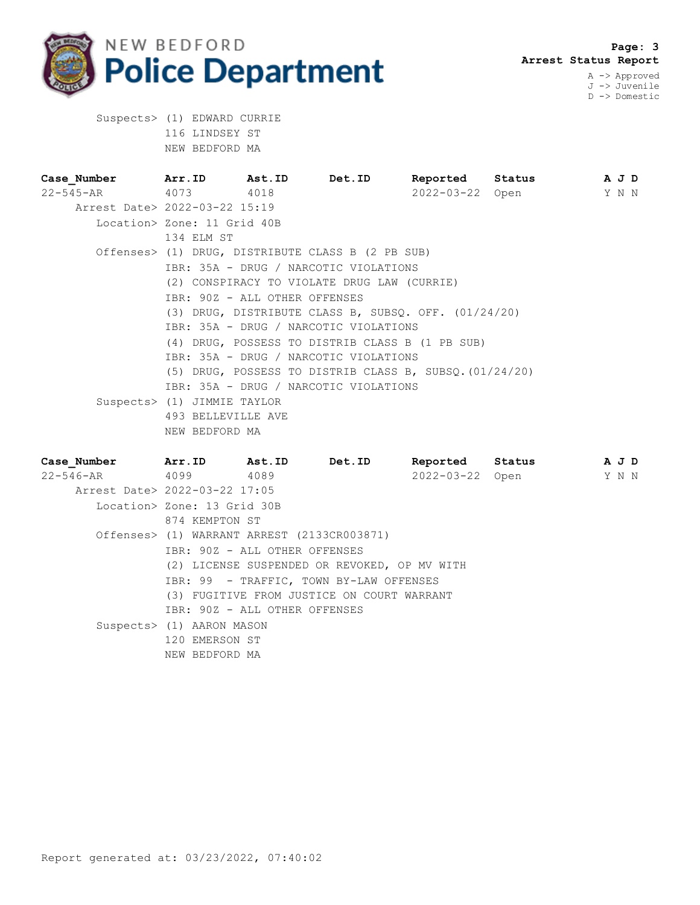**Arrest Status Report**

A -> Approved
J -> Juvenile
D -> Domestic

Suspects> (1) EDWARD CURRIE
116 LINDSEY ST
NEW BEDFORD MA

| Case_Number | Arr.ID | Ast.ID | Det.ID | Reported | Status | A J D |
|---|---|---|---|---|---|---|
| 22-545-AR | 4073 | 4018 | | 2022-03-22 | Open | Y N N |

Arrest Date> 2022-03-22 15:19

Location> Zone: 11 Grid 40B
134 ELM ST

Offenses> (1) DRUG, DISTRIBUTE CLASS B (2 PB SUB)
IBR: 35A - DRUG / NARCOTIC VIOLATIONS
(2) CONSPIRACY TO VIOLATE DRUG LAW (CURRIE)
IBR: 90Z - ALL OTHER OFFENSES
(3) DRUG, DISTRIBUTE CLASS B, SUBSQ. OFF. (01/24/20)
IBR: 35A - DRUG / NARCOTIC VIOLATIONS
(4) DRUG, POSSESS TO DISTRIB CLASS B (1 PB SUB)
IBR: 35A - DRUG / NARCOTIC VIOLATIONS
(5) DRUG, POSSESS TO DISTRIB CLASS B, SUBSQ.(01/24/20)
IBR: 35A - DRUG / NARCOTIC VIOLATIONS

Suspects> (1) JIMMIE TAYLOR
493 BELLEVILLE AVE
NEW BEDFORD MA

| Case_Number | Arr.ID | Ast.ID | Det.ID | Reported | Status | A J D |
|---|---|---|---|---|---|---|
| 22-546-AR | 4099 | 4089 | | 2022-03-22 | Open | Y N N |

Arrest Date> 2022-03-22 17:05

Location> Zone: 13 Grid 30B
874 KEMPTON ST

Offenses> (1) WARRANT ARREST (2133CR003871)
IBR: 90Z - ALL OTHER OFFENSES
(2) LICENSE SUSPENDED OR REVOKED, OP MV WITH
IBR: 99 - TRAFFIC, TOWN BY-LAW OFFENSES
(3) FUGITIVE FROM JUSTICE ON COURT WARRANT
IBR: 90Z - ALL OTHER OFFENSES

Suspects> (1) AARON MASON
120 EMERSON ST
NEW BEDFORD MA

Report generated at: 03/23/2022, 07:40:02